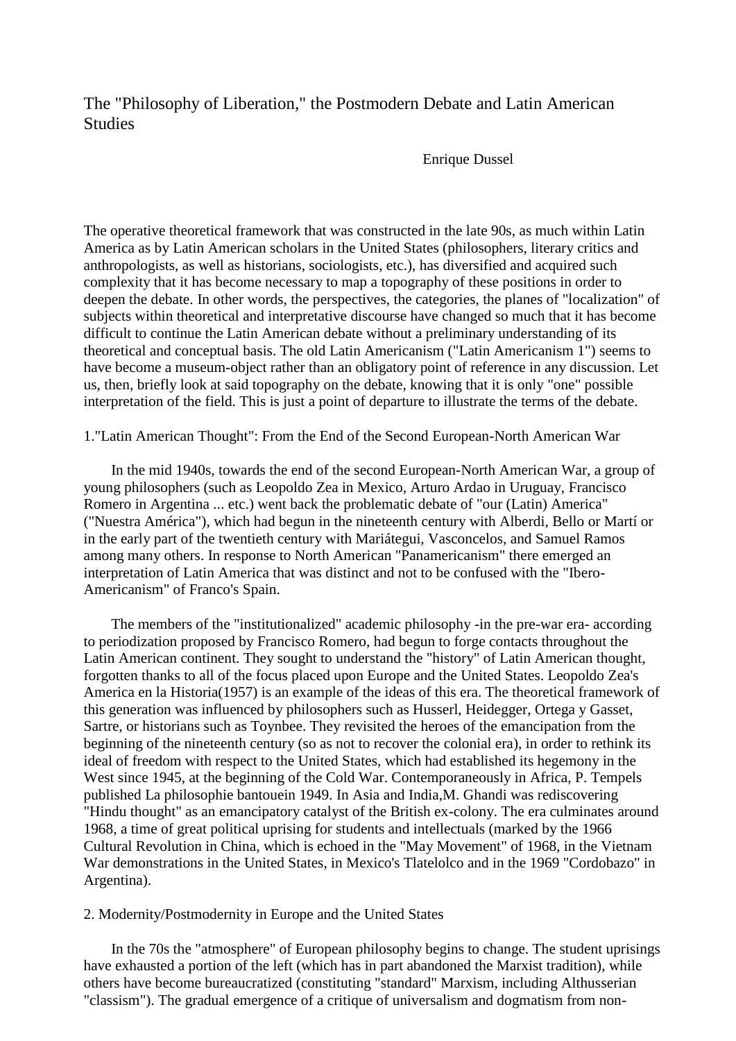# The "Philosophy of Liberation," the Postmodern Debate and Latin American Studies

Enrique Dussel

The operative theoretical framework that was constructed in the late 90s, as much within Latin America as by Latin American scholars in the United States (philosophers, literary critics and anthropologists, as well as historians, sociologists, etc.), has diversified and acquired such complexity that it has become necessary to map a topography of these positions in order to deepen the debate. In other words, the perspectives, the categories, the planes of "localization" of subjects within theoretical and interpretative discourse have changed so much that it has become difficult to continue the Latin American debate without a preliminary understanding of its theoretical and conceptual basis. The old Latin Americanism ("Latin Americanism 1") seems to have become a museum-object rather than an obligatory point of reference in any discussion. Let us, then, briefly look at said topography on the debate, knowing that it is only "one" possible interpretation of the field. This is just a point of departure to illustrate the terms of the debate.

## 1."Latin American Thought": From the End of the Second European-North American War

In the mid 1940s, towards the end of the second European-North American War, a group of young philosophers (such as Leopoldo Zea in Mexico, Arturo Ardao in Uruguay, Francisco Romero in Argentina ... etc.) went back the problematic debate of "our (Latin) America" ("Nuestra América"), which had begun in the nineteenth century with Alberdi, Bello or Martí or in the early part of the twentieth century with Mariátegui, Vasconcelos, and Samuel Ramos among many others. In response to North American "Panamericanism" there emerged an interpretation of Latin America that was distinct and not to be confused with the "Ibero-Americanism" of Franco's Spain.

The members of the "institutionalized" academic philosophy -in the pre-war era- according to periodization proposed by Francisco Romero, had begun to forge contacts throughout the Latin American continent. They sought to understand the "history" of Latin American thought, forgotten thanks to all of the focus placed upon Europe and the United States. Leopoldo Zea's America en la Historia(1957) is an example of the ideas of this era. The theoretical framework of this generation was influenced by philosophers such as Husserl, Heidegger, Ortega y Gasset, Sartre, or historians such as Toynbee. They revisited the heroes of the emancipation from the beginning of the nineteenth century (so as not to recover the colonial era), in order to rethink its ideal of freedom with respect to the United States, which had established its hegemony in the West since 1945, at the beginning of the Cold War. Contemporaneously in Africa, P. Tempels published La philosophie bantouein 1949. In Asia and India,M. Ghandi was rediscovering "Hindu thought" as an emancipatory catalyst of the British ex-colony. The era culminates around 1968, a time of great political uprising for students and intellectuals (marked by the 1966 Cultural Revolution in China, which is echoed in the "May Movement" of 1968, in the Vietnam War demonstrations in the United States, in Mexico's Tlatelolco and in the 1969 "Cordobazo" in Argentina).

## 2. Modernity/Postmodernity in Europe and the United States

In the 70s the "atmosphere" of European philosophy begins to change. The student uprisings have exhausted a portion of the left (which has in part abandoned the Marxist tradition), while others have become bureaucratized (constituting "standard" Marxism, including Althusserian "classism"). The gradual emergence of a critique of universalism and dogmatism from non-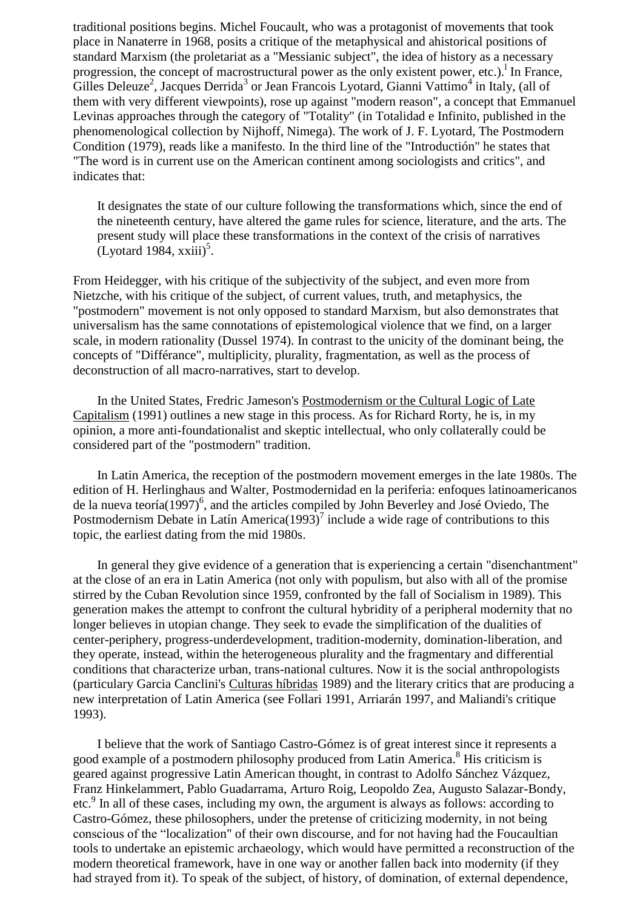traditional positions begins. Michel Foucault, who was a protagonist of movements that took place in Nanaterre in 1968, posits a critique of the metaphysical and ahistorical positions of standard Marxism (the proletariat as a "Messianic subject", the idea of history as a necessary progression, the concept of macrostructural power as the only existent power, etc.).[1] In France, Gilles Deleuze[2], Jacques Derrida[3] or Jean Francois Lyotard, Gianni Vattimo[4] in Italy, (all of them with very different viewpoints), rose up against "modern reason", a concept that Emmanuel Levinas approaches through the category of "Totality" (in Totalidad e Infinito, published in the phenomenological collection by Nijhoff, Nimega). The work of J. F. Lyotard, The Postmodern Condition (1979), reads like a manifesto. In the third line of the "Introductión" he states that "The word is in current use on the American continent among sociologists and critics", and indicates that:

> It designates the state of our culture following the transformations which, since the end of the nineteenth century, have altered the game rules for science, literature, and the arts. The present study will place these transformations in the context of the crisis of narratives (Lyotard 1984, xxiii)[5].

From Heidegger, with his critique of the subjectivity of the subject, and even more from Nietzche, with his critique of the subject, of current values, truth, and metaphysics, the "postmodern" movement is not only opposed to standard Marxism, but also demonstrates that universalism has the same connotations of epistemological violence that we find, on a larger scale, in modern rationality (Dussel 1974). In contrast to the unicity of the dominant being, the concepts of "Différance", multiplicity, plurality, fragmentation, as well as the process of deconstruction of all macro-narratives, start to develop.

In the United States, Fredric Jameson's Postmodernism or the Cultural Logic of Late Capitalism (1991) outlines a new stage in this process. As for Richard Rorty, he is, in my opinion, a more anti-foundationalist and skeptic intellectual, who only collaterally could be considered part of the "postmodern" tradition.

In Latin America, the reception of the postmodern movement emerges in the late 1980s. The edition of H. Herlinghaus and Walter, Postmodernidad en la periferia: enfoques latinoamericanos de la nueva teoría(1997)[6], and the articles compiled by John Beverley and José Oviedo, The Postmodernism Debate in Latín America(1993)[7] include a wide rage of contributions to this topic, the earliest dating from the mid 1980s.

In general they give evidence of a generation that is experiencing a certain "disenchantment" at the close of an era in Latin America (not only with populism, but also with all of the promise stirred by the Cuban Revolution since 1959, confronted by the fall of Socialism in 1989). This generation makes the attempt to confront the cultural hybridity of a peripheral modernity that no longer believes in utopian change. They seek to evade the simplification of the dualities of center-periphery, progress-underdevelopment, tradition-modernity, domination-liberation, and they operate, instead, within the heterogeneous plurality and the fragmentary and differential conditions that characterize urban, trans-national cultures. Now it is the social anthropologists (particulary Garcia Canclini's Culturas híbridas 1989) and the literary critics that are producing a new interpretation of Latin America (see Follari 1991, Arriarán 1997, and Maliandi's critique 1993).

I believe that the work of Santiago Castro-Gómez is of great interest since it represents a good example of a postmodern philosophy produced from Latin America.[8] His criticism is geared against progressive Latin American thought, in contrast to Adolfo Sánchez Vázquez, Franz Hinkelammert, Pablo Guadarrama, Arturo Roig, Leopoldo Zea, Augusto Salazar-Bondy, etc.[9] In all of these cases, including my own, the argument is always as follows: according to Castro-Gómez, these philosophers, under the pretense of criticizing modernity, in not being conscious of the "localization" of their own discourse, and for not having had the Foucaultian tools to undertake an epistemic archaeology, which would have permitted a reconstruction of the modern theoretical framework, have in one way or another fallen back into modernity (if they had strayed from it). To speak of the subject, of history, of domination, of external dependence,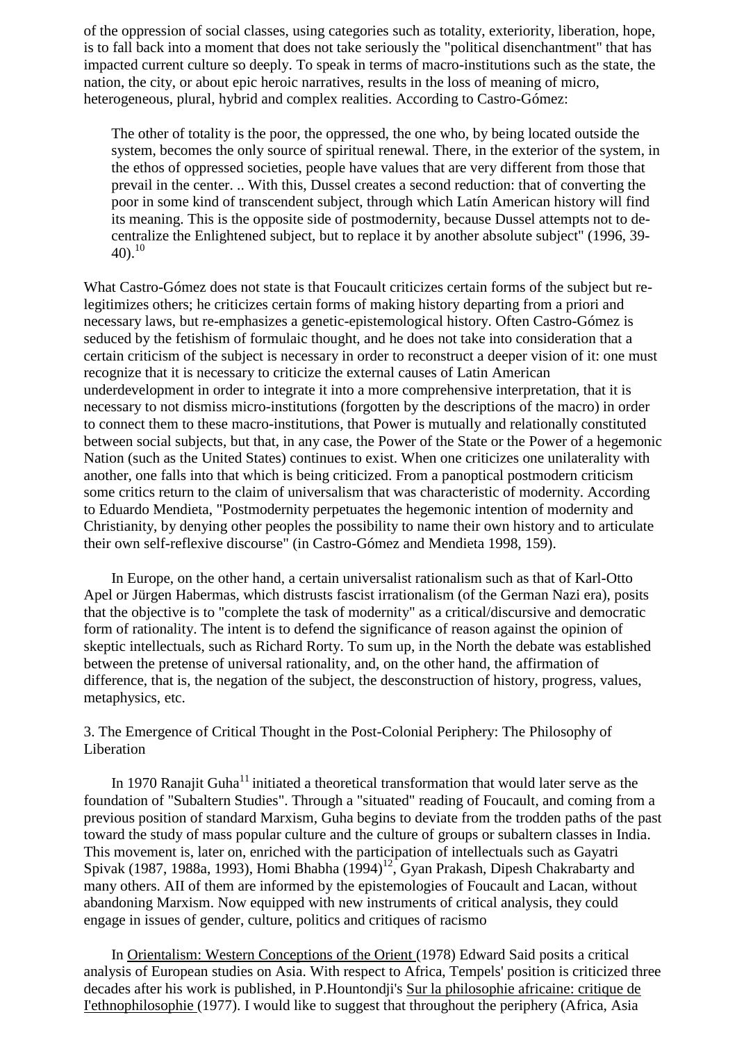of the oppression of social classes, using categories such as totality, exteriority, liberation, hope, is to fall back into a moment that does not take seriously the "political disenchantment" that has impacted current culture so deeply. To speak in terms of macro-institutions such as the state, the nation, the city, or about epic heroic narratives, results in the loss of meaning of micro, heterogeneous, plural, hybrid and complex realities. According to Castro-Gómez:

> The other of totality is the poor, the oppressed, the one who, by being located outside the system, becomes the only source of spiritual renewal. There, in the exterior of the system, in the ethos of oppressed societies, people have values that are very different from those that prevail in the center. .. With this, Dussel creates a second reduction: that of converting the poor in some kind of transcendent subject, through which Latín American history will find its meaning. This is the opposite side of postmodernity, because Dussel attempts not to de-centralize the Enlightened subject, but to replace it by another absolute subject" (1996, 39-40).[10]

What Castro-Gómez does not state is that Foucault criticizes certain forms of the subject but re-legitimizes others; he criticizes certain forms of making history departing from a priori and necessary laws, but re-emphasizes a genetic-epistemological history. Often Castro-Gómez is seduced by the fetishism of formulaic thought, and he does not take into consideration that a certain criticism of the subject is necessary in order to reconstruct a deeper vision of it: one must recognize that it is necessary to criticize the external causes of Latin American underdevelopment in order to integrate it into a more comprehensive interpretation, that it is necessary to not dismiss micro-institutions (forgotten by the descriptions of the macro) in order to connect them to these macro-institutions, that Power is mutually and relationally constituted between social subjects, but that, in any case, the Power of the State or the Power of a hegemonic Nation (such as the United States) continues to exist. When one criticizes one unilaterality with another, one falls into that which is being criticized. From a panoptical postmodern criticism some critics return to the claim of universalism that was characteristic of modernity. According to Eduardo Mendieta, "Postmodernity perpetuates the hegemonic intention of modernity and Christianity, by denying other peoples the possibility to name their own history and to articulate their own self-reflexive discourse" (in Castro-Gómez and Mendieta 1998, 159).

In Europe, on the other hand, a certain universalist rationalism such as that of Karl-Otto Apel or Jürgen Habermas, which distrusts fascist irrationalism (of the German Nazi era), posits that the objective is to "complete the task of modernity" as a critical/discursive and democratic form of rationality. The intent is to defend the significance of reason against the opinion of skeptic intellectuals, such as Richard Rorty. To sum up, in the North the debate was established between the pretense of universal rationality, and, on the other hand, the affirmation of difference, that is, the negation of the subject, the desconstruction of history, progress, values, metaphysics, etc.

## 3. The Emergence of Critical Thought in the Post-Colonial Periphery: The Philosophy of Liberation

In 1970 Ranajit Guha[11] initiated a theoretical transformation that would later serve as the foundation of "Subaltern Studies". Through a "situated" reading of Foucault, and coming from a previous position of standard Marxism, Guha begins to deviate from the trodden paths of the past toward the study of mass popular culture and the culture of groups or subaltern classes in India. This movement is, later on, enriched with the participation of intellectuals such as Gayatri Spivak (1987, 1988a, 1993), Homi Bhabha (1994)[12], Gyan Prakash, Dipesh Chakrabarty and many others. AII of them are informed by the epistemologies of Foucault and Lacan, without abandoning Marxism. Now equipped with new instruments of critical analysis, they could engage in issues of gender, culture, politics and critiques of racismo

In Orientalism: Western Conceptions of the Orient (1978) Edward Said posits a critical analysis of European studies on Asia. With respect to Africa, Tempels' position is criticized three decades after his work is published, in P.Hountondji's Sur la philosophie africaine: critique de I'ethnophilosophie (1977). I would like to suggest that throughout the periphery (Africa, Asia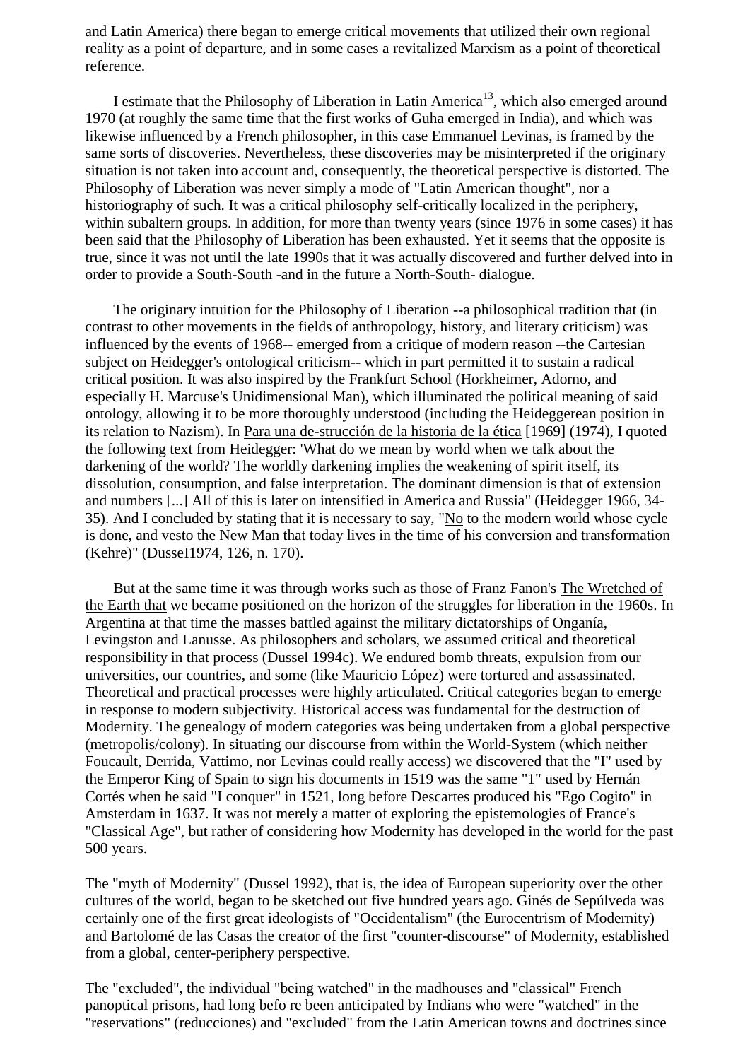and Latin America) there began to emerge critical movements that utilized their own regional reality as a point of departure, and in some cases a revitalized Marxism as a point of theoretical reference.

I estimate that the Philosophy of Liberation in Latin America[13], which also emerged around 1970 (at roughly the same time that the first works of Guha emerged in India), and which was likewise influenced by a French philosopher, in this case Emmanuel Levinas, is framed by the same sorts of discoveries. Nevertheless, these discoveries may be misinterpreted if the originary situation is not taken into account and, consequently, the theoretical perspective is distorted. The Philosophy of Liberation was never simply a mode of "Latin American thought", nor a historiography of such. It was a critical philosophy self-critically localized in the periphery, within subaltern groups. In addition, for more than twenty years (since 1976 in some cases) it has been said that the Philosophy of Liberation has been exhausted. Yet it seems that the opposite is true, since it was not until the late 1990s that it was actually discovered and further delved into in order to provide a South-South -and in the future a North-South- dialogue.

The originary intuition for the Philosophy of Liberation --a philosophical tradition that (in contrast to other movements in the fields of anthropology, history, and literary criticism) was influenced by the events of 1968-- emerged from a critique of modern reason --the Cartesian subject on Heidegger's ontological criticism-- which in part permitted it to sustain a radical critical position. It was also inspired by the Frankfurt School (Horkheimer, Adorno, and especially H. Marcuse's Unidimensional Man), which illuminated the political meaning of said ontology, allowing it to be more thoroughly understood (including the Heideggerean position in its relation to Nazism). In Para una de-strucción de la historia de la ética [1969] (1974), I quoted the following text from Heidegger: 'What do we mean by world when we talk about the darkening of the world? The worldly darkening implies the weakening of spirit itself, its dissolution, consumption, and false interpretation. The dominant dimension is that of extension and numbers [...] All of this is later on intensified in America and Russia" (Heidegger 1966, 34-35). And I concluded by stating that it is necessary to say, "No to the modern world whose cycle is done, and vesto the New Man that today lives in the time of his conversion and transformation (Kehre)" (DusseI1974, 126, n. 170).

But at the same time it was through works such as those of Franz Fanon's The Wretched of the Earth that we became positioned on the horizon of the struggles for liberation in the 1960s. In Argentina at that time the masses battled against the military dictatorships of Onganía, Levingston and Lanusse. As philosophers and scholars, we assumed critical and theoretical responsibility in that process (Dussel 1994c). We endured bomb threats, expulsion from our universities, our countries, and some (like Mauricio López) were tortured and assassinated. Theoretical and practical processes were highly articulated. Critical categories began to emerge in response to modern subjectivity. Historical access was fundamental for the destruction of Modernity. The genealogy of modern categories was being undertaken from a global perspective (metropolis/colony). In situating our discourse from within the World-System (which neither Foucault, Derrida, Vattimo, nor Levinas could really access) we discovered that the "I" used by the Emperor King of Spain to sign his documents in 1519 was the same "1" used by Hernán Cortés when he said "I conquer" in 1521, long before Descartes produced his "Ego Cogito" in Amsterdam in 1637. It was not merely a matter of exploring the epistemologies of France's "Classical Age", but rather of considering how Modernity has developed in the world for the past 500 years.

The "myth of Modernity" (Dussel 1992), that is, the idea of European superiority over the other cultures of the world, began to be sketched out five hundred years ago. Ginés de Sepúlveda was certainly one of the first great ideologists of "Occidentalism" (the Eurocentrism of Modernity) and Bartolomé de las Casas the creator of the first "counter-discourse" of Modernity, established from a global, center-periphery perspective.

The "excluded", the individual "being watched" in the madhouses and "classical" French panoptical prisons, had long befo re been anticipated by Indians who were "watched" in the "reservations" (reducciones) and "excluded" from the Latin American towns and doctrines since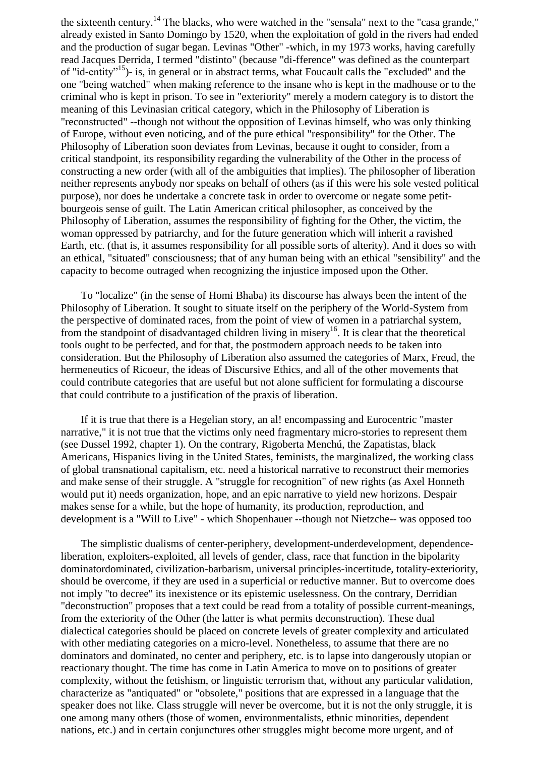the sixteenth century.[14] The blacks, who were watched in the "sensala" next to the "casa grande," already existed in Santo Domingo by 1520, when the exploitation of gold in the rivers had ended and the production of sugar began. Levinas "Other" -which, in my 1973 works, having carefully read Jacques Derrida, I termed "distinto" (because "di-fference" was defined as the counterpart of "id-entity"[15])- is, in general or in abstract terms, what Foucault calls the "excluded" and the one "being watched" when making reference to the insane who is kept in the madhouse or to the criminal who is kept in prison. To see in "exteriority" merely a modern category is to distort the meaning of this Levinasian critical category, which in the Philosophy of Liberation is "reconstructed" --though not without the opposition of Levinas himself, who was only thinking of Europe, without even noticing, and of the pure ethical "responsibility" for the Other. The Philosophy of Liberation soon deviates from Levinas, because it ought to consider, from a critical standpoint, its responsibility regarding the vulnerability of the Other in the process of constructing a new order (with all of the ambiguities that implies). The philosopher of liberation neither represents anybody nor speaks on behalf of others (as if this were his sole vested political purpose), nor does he undertake a concrete task in order to overcome or negate some petit-bourgeois sense of guilt. The Latin American critical philosopher, as conceived by the Philosophy of Liberation, assumes the responsibility of fighting for the Other, the victim, the woman oppressed by patriarchy, and for the future generation which will inherit a ravished Earth, etc. (that is, it assumes responsibility for all possible sorts of alterity). And it does so with an ethical, "situated" consciousness; that of any human being with an ethical "sensibility" and the capacity to become outraged when recognizing the injustice imposed upon the Other.

To "localize" (in the sense of Homi Bhaba) its discourse has always been the intent of the Philosophy of Liberation. It sought to situate itself on the periphery of the World-System from the perspective of dominated races, from the point of view of women in a patriarchal system, from the standpoint of disadvantaged children living in misery[16]. It is clear that the theoretical tools ought to be perfected, and for that, the postmodern approach needs to be taken into consideration. But the Philosophy of Liberation also assumed the categories of Marx, Freud, the hermeneutics of Ricoeur, the ideas of Discursive Ethics, and all of the other movements that could contribute categories that are useful but not alone sufficient for formulating a discourse that could contribute to a justification of the praxis of liberation.

If it is true that there is a Hegelian story, an al! encompassing and Eurocentric "master narrative," it is not true that the victims only need fragmentary micro-stories to represent them (see Dussel 1992, chapter 1). On the contrary, Rigoberta Menchú, the Zapatistas, black Americans, Hispanics living in the United States, feminists, the marginalized, the working class of global transnational capitalism, etc. need a historical narrative to reconstruct their memories and make sense of their struggle. A "struggle for recognition" of new rights (as Axel Honneth would put it) needs organization, hope, and an epic narrative to yield new horizons. Despair makes sense for a while, but the hope of humanity, its production, reproduction, and development is a "Will to Live" - which Shopenhauer --though not Nietzche-- was opposed too

The simplistic dualisms of center-periphery, development-underdevelopment, dependence-liberation, exploiters-exploited, all levels of gender, class, race that function in the bipolarity dominatordominated, civilization-barbarism, universal principles-incertitude, totality-exteriority, should be overcome, if they are used in a superficial or reductive manner. But to overcome does not imply "to decree" its inexistence or its epistemic uselessness. On the contrary, Derridian "deconstruction" proposes that a text could be read from a totality of possible current-meanings, from the exteriority of the Other (the latter is what permits deconstruction). These dual dialectical categories should be placed on concrete levels of greater complexity and articulated with other mediating categories on a micro-level. Nonetheless, to assume that there are no dominators and dominated, no center and periphery, etc. is to lapse into dangerously utopian or reactionary thought. The time has come in Latin America to move on to positions of greater complexity, without the fetishism, or linguistic terrorism that, without any particular validation, characterize as "antiquated" or "obsolete," positions that are expressed in a language that the speaker does not like. Class struggle will never be overcome, but it is not the only struggle, it is one among many others (those of women, environmentalists, ethnic minorities, dependent nations, etc.) and in certain conjunctures other struggles might become more urgent, and of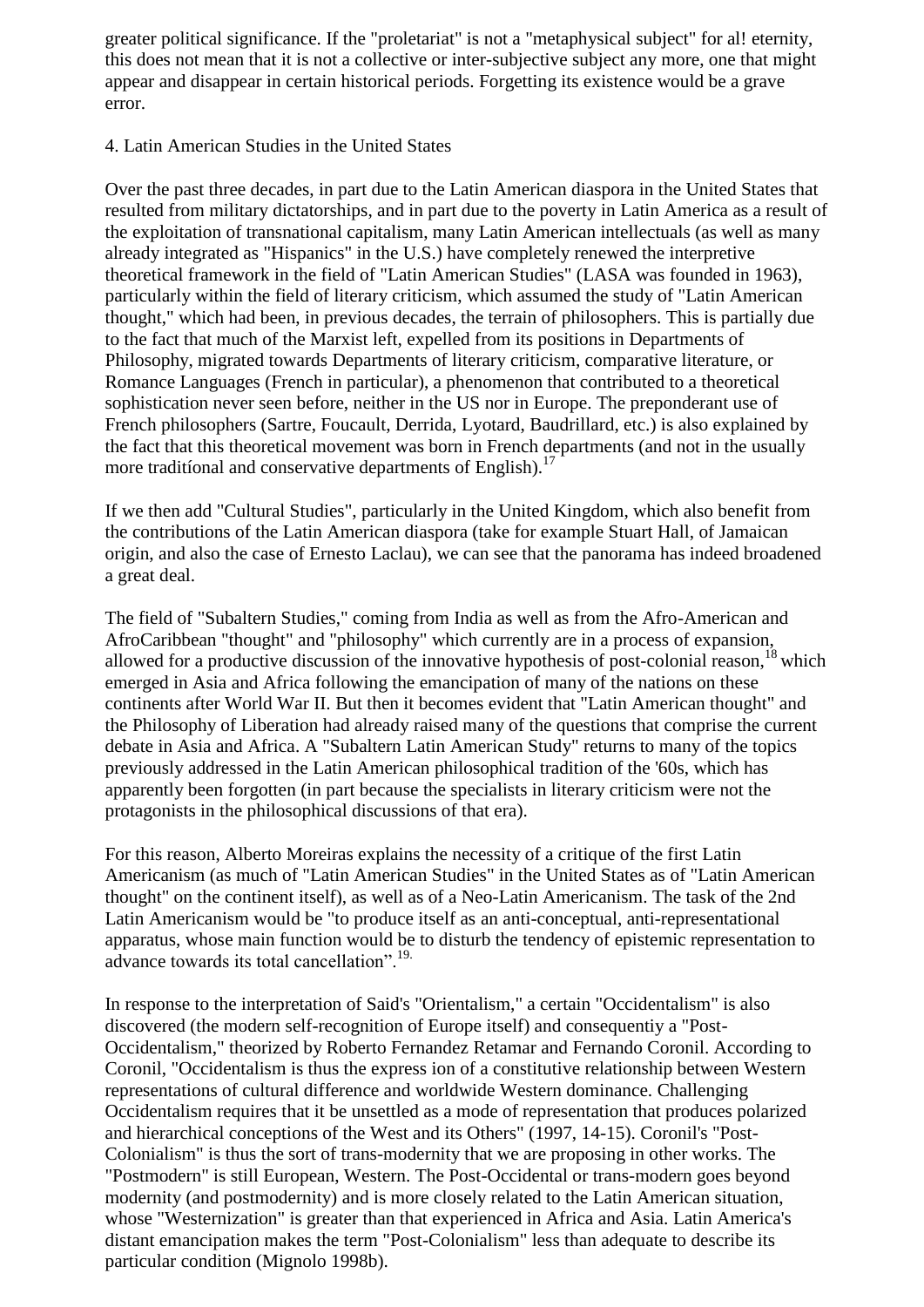greater political significance. If the "proletariat" is not a "metaphysical subject" for al! eternity, this does not mean that it is not a collective or inter-subjective subject any more, one that might appear and disappear in certain historical periods. Forgetting its existence would be a grave error.

## 4. Latin American Studies in the United States

Over the past three decades, in part due to the Latin American diaspora in the United States that resulted from military dictatorships, and in part due to the poverty in Latin America as a result of the exploitation of transnational capitalism, many Latin American intellectuals (as well as many already integrated as "Hispanics" in the U.S.) have completely renewed the interpretive theoretical framework in the field of "Latin American Studies" (LASA was founded in 1963), particularly within the field of literary criticism, which assumed the study of "Latin American thought," which had been, in previous decades, the terrain of philosophers. This is partially due to the fact that much of the Marxist left, expelled from its positions in Departments of Philosophy, migrated towards Departments of literary criticism, comparative literature, or Romance Languages (French in particular), a phenomenon that contributed to a theoretical sophistication never seen before, neither in the US nor in Europe. The preponderant use of French philosophers (Sartre, Foucault, Derrida, Lyotard, Baudrillard, etc.) is also explained by the fact that this theoretical movement was born in French departments (and not in the usually more traditíonal and conservative departments of English).[17]

If we then add "Cultural Studies", particularly in the United Kingdom, which also benefit from the contributions of the Latin American diaspora (take for example Stuart Hall, of Jamaican origin, and also the case of Ernesto Laclau), we can see that the panorama has indeed broadened a great deal.

The field of "Subaltern Studies," coming from India as well as from the Afro-American and AfroCaribbean "thought" and "philosophy" which currently are in a process of expansion, allowed for a productive discussion of the innovative hypothesis of post-colonial reason,[18] which emerged in Asia and Africa following the emancipation of many of the nations on these continents after World War II. But then it becomes evident that "Latin American thought" and the Philosophy of Liberation had already raised many of the questions that comprise the current debate in Asia and Africa. A "Subaltern Latin American Study" returns to many of the topics previously addressed in the Latin American philosophical tradition of the '60s, which has apparently been forgotten (in part because the specialists in literary criticism were not the protagonists in the philosophical discussions of that era).

For this reason, Alberto Moreiras explains the necessity of a critique of the first Latin Americanism (as much of "Latin American Studies" in the United States as of "Latin American thought" on the continent itself), as well as of a Neo-Latin Americanism. The task of the 2nd Latin Americanism would be "to produce itself as an anti-conceptual, anti-representational apparatus, whose main function would be to disturb the tendency of epistemic representation to advance towards its total cancellation".[19.]

In response to the interpretation of Said's "Orientalism," a certain "Occidentalism" is also discovered (the modern self-recognition of Europe itself) and consequentiy a "Post-Occidentalism," theorized by Roberto Fernandez Retamar and Fernando Coronil. According to Coronil, "Occidentalism is thus the express ion of a constitutive relationship between Western representations of cultural difference and worldwide Western dominance. Challenging Occidentalism requires that it be unsettled as a mode of representation that produces polarized and hierarchical conceptions of the West and its Others" (1997, 14-15). Coronil's "Post-Colonialism" is thus the sort of trans-modernity that we are proposing in other works. The "Postmodern" is still European, Western. The Post-Occidental or trans-modern goes beyond modernity (and postmodernity) and is more closely related to the Latin American situation, whose "Westernization" is greater than that experienced in Africa and Asia. Latin America's distant emancipation makes the term "Post-Colonialism" less than adequate to describe its particular condition (Mignolo 1998b).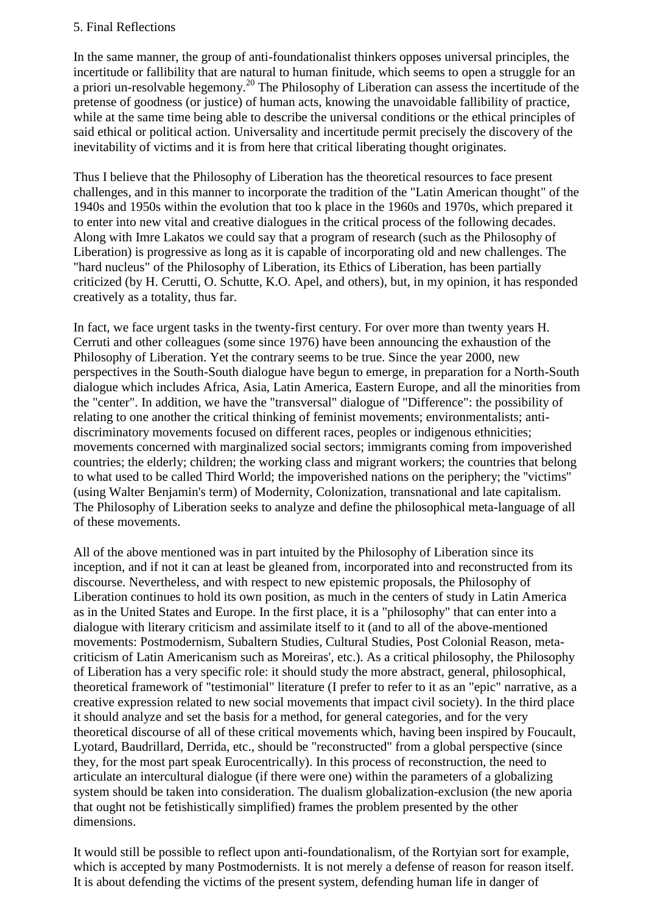5. Final Reflections

In the same manner, the group of anti-foundationalist thinkers opposes universal principles, the incertitude or fallibility that are natural to human finitude, which seems to open a struggle for an a priori un-resolvable hegemony.[20] The Philosophy of Liberation can assess the incertitude of the pretense of goodness (or justice) of human acts, knowing the unavoidable fallibility of practice, while at the same time being able to describe the universal conditions or the ethical principles of said ethical or political action. Universality and incertitude permit precisely the discovery of the inevitability of victims and it is from here that critical liberating thought originates.

Thus I believe that the Philosophy of Liberation has the theoretical resources to face present challenges, and in this manner to incorporate the tradition of the "Latin American thought" of the 1940s and 1950s within the evolution that too k place in the 1960s and 1970s, which prepared it to enter into new vital and creative dialogues in the critical process of the following decades. Along with Imre Lakatos we could say that a program of research (such as the Philosophy of Liberation) is progressive as long as it is capable of incorporating old and new challenges. The "hard nucleus" of the Philosophy of Liberation, its Ethics of Liberation, has been partially criticized (by H. Cerutti, O. Schutte, K.O. Apel, and others), but, in my opinion, it has responded creatively as a totality, thus far.

In fact, we face urgent tasks in the twenty-first century. For over more than twenty years H. Cerruti and other colleagues (some since 1976) have been announcing the exhaustion of the Philosophy of Liberation. Yet the contrary seems to be true. Since the year 2000, new perspectives in the South-South dialogue have begun to emerge, in preparation for a North-South dialogue which includes Africa, Asia, Latin America, Eastern Europe, and all the minorities from the "center". In addition, we have the "transversal" dialogue of "Difference": the possibility of relating to one another the critical thinking of feminist movements; environmentalists; anti-discriminatory movements focused on different races, peoples or indigenous ethnicities; movements concerned with marginalized social sectors; immigrants coming from impoverished countries; the elderly; children; the working class and migrant workers; the countries that belong to what used to be called Third World; the impoverished nations on the periphery; the "victims" (using Walter Benjamin's term) of Modernity, Colonization, transnational and late capitalism. The Philosophy of Liberation seeks to analyze and define the philosophical meta-language of all of these movements.

All of the above mentioned was in part intuited by the Philosophy of Liberation since its inception, and if not it can at least be gleaned from, incorporated into and reconstructed from its discourse. Nevertheless, and with respect to new epistemic proposals, the Philosophy of Liberation continues to hold its own position, as much in the centers of study in Latin America as in the United States and Europe. In the first place, it is a "philosophy" that can enter into a dialogue with literary criticism and assimilate itself to it (and to all of the above-mentioned movements: Postmodernism, Subaltern Studies, Cultural Studies, Post Colonial Reason, meta-criticism of Latin Americanism such as Moreiras', etc.). As a critical philosophy, the Philosophy of Liberation has a very specific role: it should study the more abstract, general, philosophical, theoretical framework of "testimonial" literature (I prefer to refer to it as an "epic" narrative, as a creative expression related to new social movements that impact civil society). In the third place it should analyze and set the basis for a method, for general categories, and for the very theoretical discourse of all of these critical movements which, having been inspired by Foucault, Lyotard, Baudrillard, Derrida, etc., should be "reconstructed" from a global perspective (since they, for the most part speak Eurocentrically). In this process of reconstruction, the need to articulate an intercultural dialogue (if there were one) within the parameters of a globalizing system should be taken into consideration. The dualism globalization-exclusion (the new aporia that ought not be fetishistically simplified) frames the problem presented by the other dimensions.

It would still be possible to reflect upon anti-foundationalism, of the Rortyian sort for example, which is accepted by many Postmodernists. It is not merely a defense of reason for reason itself. It is about defending the victims of the present system, defending human life in danger of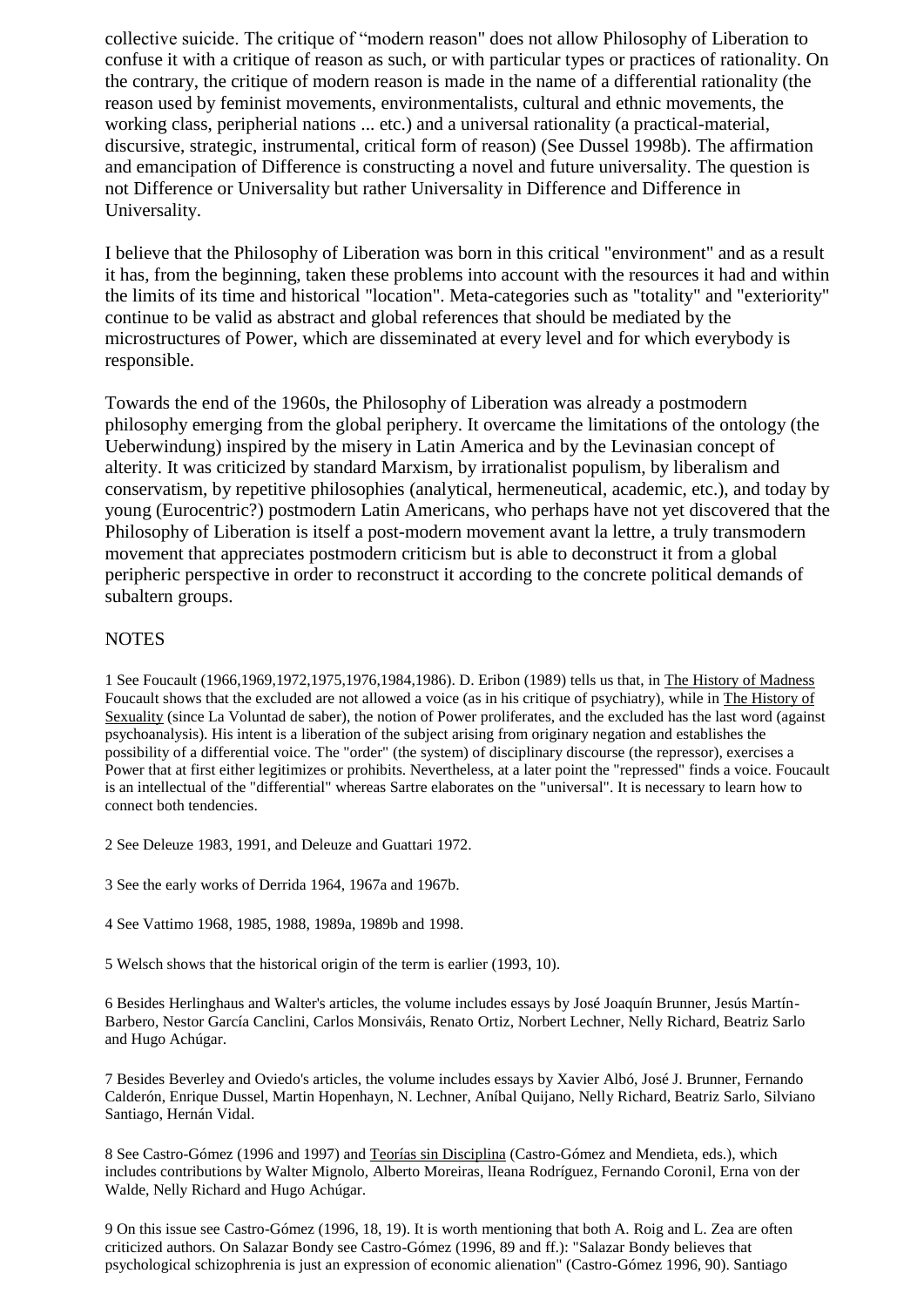collective suicide. The critique of "modern reason" does not allow Philosophy of Liberation to confuse it with a critique of reason as such, or with particular types or practices of rationality. On the contrary, the critique of modern reason is made in the name of a differential rationality (the reason used by feminist movements, environmentalists, cultural and ethnic movements, the working class, peripherial nations ... etc.) and a universal rationality (a practical-material, discursive, strategic, instrumental, critical form of reason) (See Dussel 1998b). The affirmation and emancipation of Difference is constructing a novel and future universality. The question is not Difference or Universality but rather Universality in Difference and Difference in Universality.

I believe that the Philosophy of Liberation was born in this critical "environment" and as a result it has, from the beginning, taken these problems into account with the resources it had and within the limits of its time and historical "location". Meta-categories such as "totality" and "exteriority" continue to be valid as abstract and global references that should be mediated by the microstructures of Power, which are disseminated at every level and for which everybody is responsible.

Towards the end of the 1960s, the Philosophy of Liberation was already a postmodern philosophy emerging from the global periphery. It overcame the limitations of the ontology (the Ueberwindung) inspired by the misery in Latin America and by the Levinasian concept of alterity. It was criticized by standard Marxism, by irrationalist populism, by liberalism and conservatism, by repetitive philosophies (analytical, hermeneutical, academic, etc.), and today by young (Eurocentric?) postmodern Latin Americans, who perhaps have not yet discovered that the Philosophy of Liberation is itself a post-modern movement avant la lettre, a truly transmodern movement that appreciates postmodern criticism but is able to deconstruct it from a global peripheric perspective in order to reconstruct it according to the concrete political demands of subaltern groups.

## NOTES

1 See Foucault (1966,1969,1972,1975,1976,1984,1986). D. Eribon (1989) tells us that, in The History of Madness Foucault shows that the excluded are not allowed a voice (as in his critique of psychiatry), while in The History of Sexuality (since La Voluntad de saber), the notion of Power proliferates, and the excluded has the last word (against psychoanalysis). His intent is a liberation of the subject arising from originary negation and establishes the possibility of a differential voice. The "order" (the system) of disciplinary discourse (the repressor), exercises a Power that at first either legitimizes or prohibits. Nevertheless, at a later point the "repressed" finds a voice. Foucault is an intellectual of the "differential" whereas Sartre elaborates on the "universal". It is necessary to learn how to connect both tendencies.

2 See Deleuze 1983, 1991, and Deleuze and Guattari 1972.

3 See the early works of Derrida 1964, 1967a and 1967b.

4 See Vattimo 1968, 1985, 1988, 1989a, 1989b and 1998.

5 Welsch shows that the historical origin of the term is earlier (1993, 10).

6 Besides Herlinghaus and Walter's articles, the volume includes essays by José Joaquín Brunner, Jesús Martín-Barbero, Nestor García Canclini, Carlos Monsiváis, Renato Ortiz, Norbert Lechner, Nelly Richard, Beatriz Sarlo and Hugo Achúgar.

7 Besides Beverley and Oviedo's articles, the volume includes essays by Xavier Albó, José J. Brunner, Fernando Calderón, Enrique Dussel, Martin Hopenhayn, N. Lechner, Aníbal Quijano, Nelly Richard, Beatriz Sarlo, Silviano Santiago, Hernán Vidal.

8 See Castro-Gómez (1996 and 1997) and Teorías sin Disciplina (Castro-Gómez and Mendieta, eds.), which includes contributions by Walter Mignolo, Alberto Moreiras, lIeana Rodríguez, Fernando Coronil, Erna von der Walde, Nelly Richard and Hugo Achúgar.

9 On this issue see Castro-Gómez (1996, 18, 19). It is worth mentioning that both A. Roig and L. Zea are often criticized authors. On Salazar Bondy see Castro-Gómez (1996, 89 and ff.): "Salazar Bondy believes that psychological schizophrenia is just an expression of economic alienation" (Castro-Gómez 1996, 90). Santiago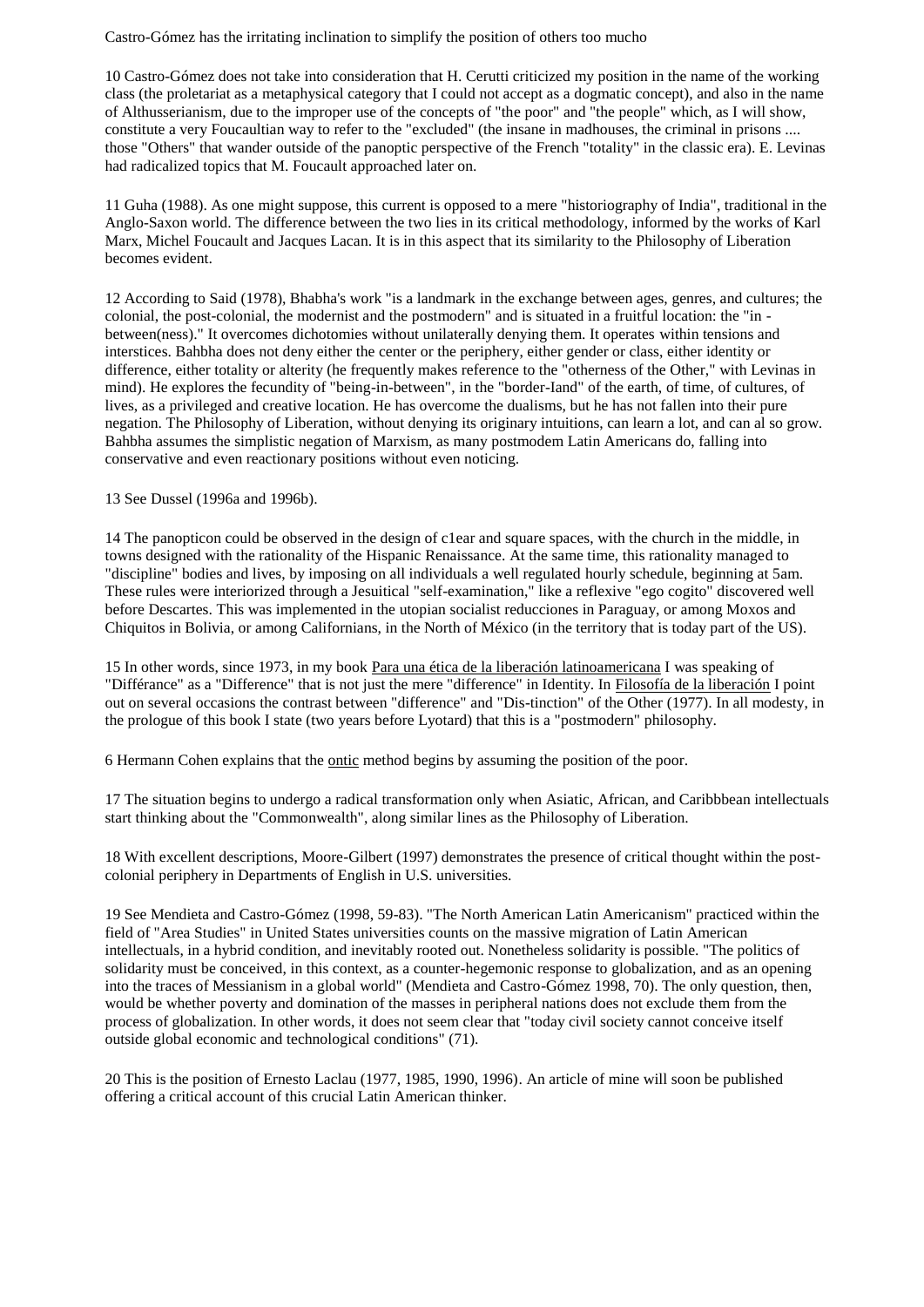Castro-Gómez has the irritating inclination to simplify the position of others too mucho

10 Castro-Gómez does not take into consideration that H. Cerutti criticized my position in the name of the working class (the proletariat as a metaphysical category that I could not accept as a dogmatic concept), and also in the name of Althusserianism, due to the improper use of the concepts of "the poor" and "the people" which, as I will show, constitute a very Foucaultian way to refer to the "excluded" (the insane in madhouses, the criminal in prisons .... those "Others" that wander outside of the panoptic perspective of the French "totality" in the classic era). E. Levinas had radicalized topics that M. Foucault approached later on.

11 Guha (1988). As one might suppose, this current is opposed to a mere "historiography of India", traditional in the Anglo-Saxon world. The difference between the two lies in its critical methodology, informed by the works of Karl Marx, Michel Foucault and Jacques Lacan. It is in this aspect that its similarity to the Philosophy of Liberation becomes evident.

12 According to Said (1978), Bhabha's work "is a landmark in the exchange between ages, genres, and cultures; the colonial, the post-colonial, the modernist and the postmodern" and is situated in a fruitful location: the "in - between(ness)." It overcomes dichotomies without unilaterally denying them. It operates within tensions and interstices. Bahbha does not deny either the center or the periphery, either gender or class, either identity or difference, either totality or alterity (he frequently makes reference to the "otherness of the Other," with Levinas in mind). He explores the fecundity of "being-in-between", in the "border-Iand" of the earth, of time, of cultures, of lives, as a privileged and creative location. He has overcome the dualisms, but he has not fallen into their pure negation. The Philosophy of Liberation, without denying its originary intuitions, can learn a lot, and can al so grow. Bahbha assumes the simplistic negation of Marxism, as many postmodem Latin Americans do, falling into conservative and even reactionary positions without even noticing.

13 See Dussel (1996a and 1996b).

14 The panopticon could be observed in the design of c1ear and square spaces, with the church in the middle, in towns designed with the rationality of the Hispanic Renaissance. At the same time, this rationality managed to "discipline" bodies and lives, by imposing on all individuals a well regulated hourly schedule, beginning at 5am. These rules were interiorized through a Jesuitical "self-examination," like a reflexive "ego cogito" discovered well before Descartes. This was implemented in the utopian socialist reducciones in Paraguay, or among Moxos and Chiquitos in Bolivia, or among Californians, in the North of México (in the territory that is today part of the US).

15 In other words, since 1973, in my book Para una ética de la liberación latinoamericana I was speaking of "Différance" as a "Difference" that is not just the mere "difference" in Identity. In Filosofía de la liberación I point out on several occasions the contrast between "difference" and "Dis-tinction" of the Other (1977). In all modesty, in the prologue of this book I state (two years before Lyotard) that this is a "postmodern" philosophy.

6 Hermann Cohen explains that the ontic method begins by assuming the position of the poor.

17 The situation begins to undergo a radical transformation only when Asiatic, African, and Caribbbean intellectuals start thinking about the "Commonwealth", along similar lines as the Philosophy of Liberation.

18 With excellent descriptions, Moore-Gilbert (1997) demonstrates the presence of critical thought within the post-colonial periphery in Departments of English in U.S. universities.

19 See Mendieta and Castro-Gómez (1998, 59-83). "The North American Latin Americanism" practiced within the field of "Area Studies" in United States universities counts on the massive migration of Latin American intellectuals, in a hybrid condition, and inevitably rooted out. Nonetheless solidarity is possible. "The politics of solidarity must be conceived, in this context, as a counter-hegemonic response to globalization, and as an opening into the traces of Messianism in a global world" (Mendieta and Castro-Gómez 1998, 70). The only question, then, would be whether poverty and domination of the masses in peripheral nations does not exclude them from the process of globalization. In other words, it does not seem clear that "today civil society cannot conceive itself outside global economic and technological conditions" (71).

20 This is the position of Ernesto Laclau (1977, 1985, 1990, 1996). An article of mine will soon be published offering a critical account of this crucial Latin American thinker.